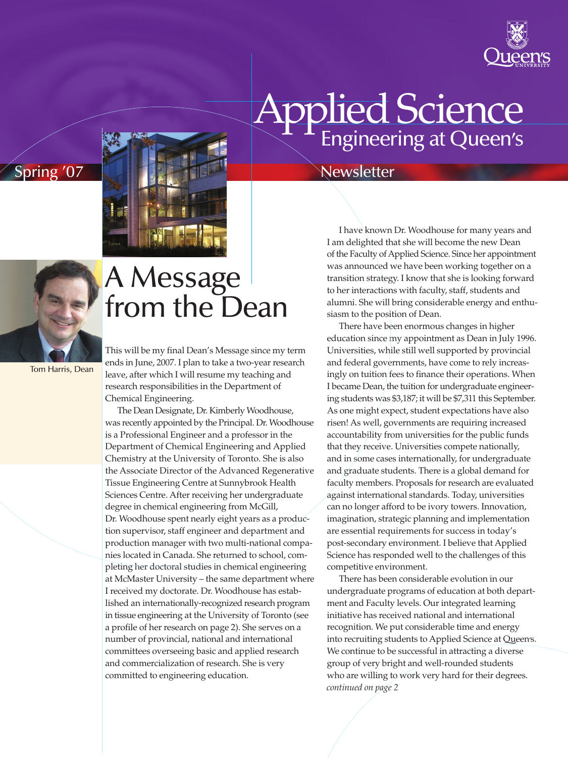# Applied Science

## Engineering at Queen's

Spring '07

Newsletter

Tom Harris, Dean

## A Message from the Dean

This will be my final Dean's Message since my term ends in June, 2007. I plan to take a two-year research leave, after which I will resume my teaching and research responsibilities in the Department of Chemical Engineering.

The Dean Designate, Dr. Kimberly Woodhouse, was recently appointed by the Principal. Dr. Woodhouse is a Professional Engineer and a professor in the Department of Chemical Engineering and Applied Chemistry at the University of Toronto. She is also the Associate Director of the Advanced Regenerative Tissue Engineering Centre at Sunnybrook Health Sciences Centre. After receiving her undergraduate degree in chemical engineering from McGill, Dr. Woodhouse spent nearly eight years as a production supervisor, staff engineer and department and production manager with two multi-national companies located in Canada. She returned to school, completing her doctoral studies in chemical engineering at McMaster University – the same department where I received my doctorate. Dr. Woodhouse has established an internationally-recognized research program in tissue engineering at the University of Toronto (see a profile of her research on page 2). She serves on a number of provincial, national and international committees overseeing basic and applied research and commercialization of research. She is very committed to engineering education.

I have known Dr. Woodhouse for many years and I am delighted that she will become the new Dean of the Faculty of Applied Science. Since her appointment was announced we have been working together on a transition strategy. I know that she is looking forward to her interactions with faculty, staff, students and alumni. She will bring considerable energy and enthusiasm to the position of Dean.

There have been enormous changes in higher education since my appointment as Dean in July 1996. Universities, while still well supported by provincial and federal governments, have come to rely increasingly on tuition fees to finance their operations. When I became Dean, the tuition for undergraduate engineering students was $3,187; it will be $7,311 this September. As one might expect, student expectations have also risen! As well, governments are requiring increased accountability from universities for the public funds that they receive. Universities compete nationally, and in some cases internationally, for undergraduate and graduate students. There is a global demand for faculty members. Proposals for research are evaluated against international standards. Today, universities can no longer afford to be ivory towers. Innovation, imagination, strategic planning and implementation are essential requirements for success in today's post-secondary environment. I believe that Applied Science has responded well to the challenges of this competitive environment.

There has been considerable evolution in our undergraduate programs of education at both department and Faculty levels. Our integrated learning initiative has received national and international recognition. We put considerable time and energy into recruiting students to Applied Science at Queen's. We continue to be successful in attracting a diverse group of very bright and well-rounded students who are willing to work very hard for their degrees.

*continued on page 2*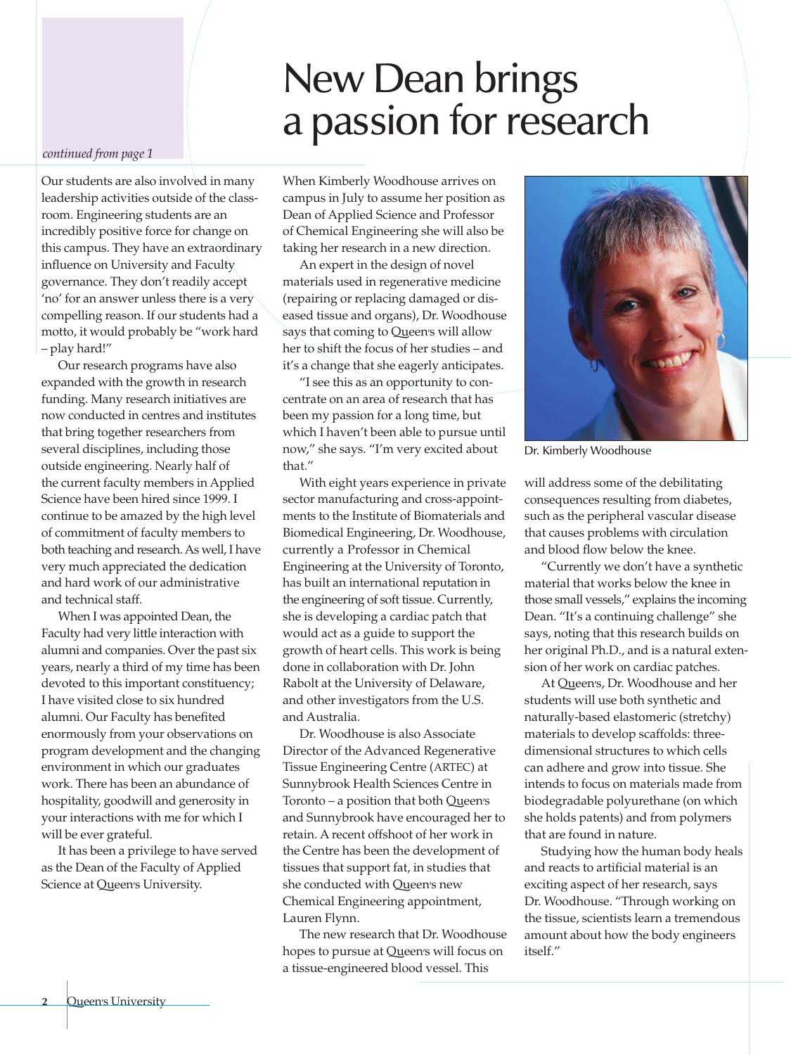*continued from page 1*

Our students are also involved in many leadership activities outside of the classroom. Engineering students are an incredibly positive force for change on this campus. They have an extraordinary influence on University and Faculty governance. They don't readily accept 'no' for an answer unless there is a very compelling reason. If our students had a motto, it would probably be "work hard – play hard!"

Our research programs have also expanded with the growth in research funding. Many research initiatives are now conducted in centres and institutes that bring together researchers from several disciplines, including those outside engineering. Nearly half of the current faculty members in Applied Science have been hired since 1999. I continue to be amazed by the high level of commitment of faculty members to both teaching and research. As well, I have very much appreciated the dedication and hard work of our administrative and technical staff.

When I was appointed Dean, the Faculty had very little interaction with alumni and companies. Over the past six years, nearly a third of my time has been devoted to this important constituency; I have visited close to six hundred alumni. Our Faculty has benefited enormously from your observations on program development and the changing environment in which our graduates work. There has been an abundance of hospitality, goodwill and generosity in your interactions with me for which I will be ever grateful.

It has been a privilege to have served as the Dean of the Faculty of Applied Science at Queen's University.

# New Dean brings a passion for research

When Kimberly Woodhouse arrives on campus in July to assume her position as Dean of Applied Science and Professor of Chemical Engineering she will also be taking her research in a new direction.

An expert in the design of novel materials used in regenerative medicine (repairing or replacing damaged or diseased tissue and organs), Dr. Woodhouse says that coming to Queen's will allow her to shift the focus of her studies – and it's a change that she eagerly anticipates.

"I see this as an opportunity to concentrate on an area of research that has been my passion for a long time, but which I haven't been able to pursue until now," she says. "I'm very excited about that."

With eight years experience in private sector manufacturing and cross-appointments to the Institute of Biomaterials and Biomedical Engineering, Dr. Woodhouse, currently a Professor in Chemical Engineering at the University of Toronto, has built an international reputation in the engineering of soft tissue. Currently, she is developing a cardiac patch that would act as a guide to support the growth of heart cells. This work is being done in collaboration with Dr. John Rabolt at the University of Delaware, and other investigators from the U.S. and Australia.

Dr. Woodhouse is also Associate Director of the Advanced Regenerative Tissue Engineering Centre (ARTEC) at Sunnybrook Health Sciences Centre in Toronto – a position that both Queen's and Sunnybrook have encouraged her to retain. A recent offshoot of her work in the Centre has been the development of tissues that support fat, in studies that she conducted with Queen's new Chemical Engineering appointment, Lauren Flynn.

The new research that Dr. Woodhouse hopes to pursue at Queen's will focus on a tissue-engineered blood vessel. This will address some of the debilitating consequences resulting from diabetes, such as the peripheral vascular disease that causes problems with circulation and blood flow below the knee.

Dr. Kimberly Woodhouse

"Currently we don't have a synthetic material that works below the knee in those small vessels," explains the incoming Dean. "It's a continuing challenge" she says, noting that this research builds on her original Ph.D., and is a natural extension of her work on cardiac patches.

At Queen's, Dr. Woodhouse and her students will use both synthetic and naturally-based elastomeric (stretchy) materials to develop scaffolds: three-dimensional structures to which cells can adhere and grow into tissue. She intends to focus on materials made from biodegradable polyurethane (on which she holds patents) and from polymers that are found in nature.

Studying how the human body heals and reacts to artificial material is an exciting aspect of her research, says Dr. Woodhouse. "Through working on the tissue, scientists learn a tremendous amount about how the body engineers itself."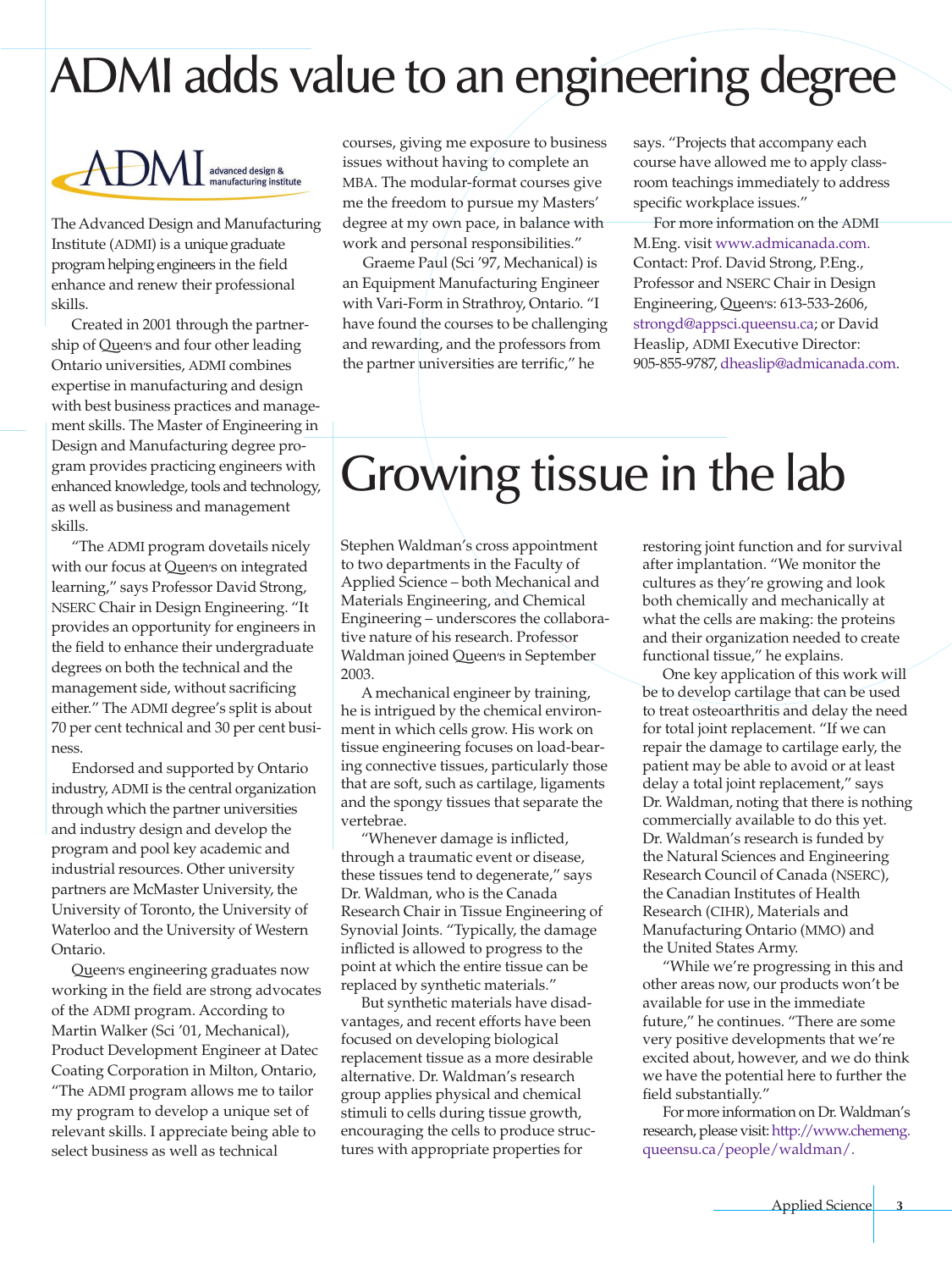# ADMI adds value to an engineering degree

ADMI advanced design & manufacturing institute

The Advanced Design and Manufacturing Institute (ADMI) is a unique graduate program helping engineers in the field enhance and renew their professional skills.

Created in 2001 through the partnership of Queen's and four other leading Ontario universities, ADMI combines expertise in manufacturing and design with best business practices and management skills. The Master of Engineering in Design and Manufacturing degree program provides practicing engineers with enhanced knowledge, tools and technology, as well as business and management skills.

"The ADMI program dovetails nicely with our focus at Queen's on integrated learning," says Professor David Strong, NSERC Chair in Design Engineering. "It provides an opportunity for engineers in the field to enhance their undergraduate degrees on both the technical and the management side, without sacrificing either." The ADMI degree's split is about 70 per cent technical and 30 per cent business.

Endorsed and supported by Ontario industry, ADMI is the central organization through which the partner universities and industry design and develop the program and pool key academic and industrial resources. Other university partners are McMaster University, the University of Toronto, the University of Waterloo and the University of Western Ontario.

Queen's engineering graduates now working in the field are strong advocates of the ADMI program. According to Martin Walker (Sci '01, Mechanical), Product Development Engineer at Datec Coating Corporation in Milton, Ontario, "The ADMI program allows me to tailor my program to develop a unique set of relevant skills. I appreciate being able to select business as well as technical courses, giving me exposure to business issues without having to complete an MBA. The modular-format courses give me the freedom to pursue my Masters' degree at my own pace, in balance with work and personal responsibilities."

Graeme Paul (Sci '97, Mechanical) is an Equipment Manufacturing Engineer with Vari-Form in Strathroy, Ontario. "I have found the courses to be challenging and rewarding, and the professors from the partner universities are terrific," he says. "Projects that accompany each course have allowed me to apply classroom teachings immediately to address specific workplace issues."

For more information on the ADMI M.Eng. visit www.admicanada.com. Contact: Prof. David Strong, P.Eng., Professor and NSERC Chair in Design Engineering, Queen's: 613-533-2606, strongd@appsci.queensu.ca; or David Heaslip, ADMI Executive Director: 905-855-9787, dheaslip@admicanada.com.

# Growing tissue in the lab

Stephen Waldman's cross appointment to two departments in the Faculty of Applied Science – both Mechanical and Materials Engineering, and Chemical Engineering – underscores the collaborative nature of his research. Professor Waldman joined Queen's in September 2003.

A mechanical engineer by training, he is intrigued by the chemical environment in which cells grow. His work on tissue engineering focuses on load-bearing connective tissues, particularly those that are soft, such as cartilage, ligaments and the spongy tissues that separate the vertebrae.

"Whenever damage is inflicted, through a traumatic event or disease, these tissues tend to degenerate," says Dr. Waldman, who is the Canada Research Chair in Tissue Engineering of Synovial Joints. "Typically, the damage inflicted is allowed to progress to the point at which the entire tissue can be replaced by synthetic materials."

But synthetic materials have disadvantages, and recent efforts have been focused on developing biological replacement tissue as a more desirable alternative. Dr. Waldman's research group applies physical and chemical stimuli to cells during tissue growth, encouraging the cells to produce structures with appropriate properties for restoring joint function and for survival after implantation. "We monitor the cultures as they're growing and look both chemically and mechanically at what the cells are making: the proteins and their organization needed to create functional tissue," he explains.

One key application of this work will be to develop cartilage that can be used to treat osteoarthritis and delay the need for total joint replacement. "If we can repair the damage to cartilage early, the patient may be able to avoid or at least delay a total joint replacement," says Dr. Waldman, noting that there is nothing commercially available to do this yet. Dr. Waldman's research is funded by the Natural Sciences and Engineering Research Council of Canada (NSERC), the Canadian Institutes of Health Research (CIHR), Materials and Manufacturing Ontario (MMO) and the United States Army.

"While we're progressing in this and other areas now, our products won't be available for use in the immediate future," he continues. "There are some very positive developments that we're excited about, however, and we do think we have the potential here to further the field substantially."

For more information on Dr. Waldman's research, please visit: http://www.chemeng.queensu.ca/people/waldman/.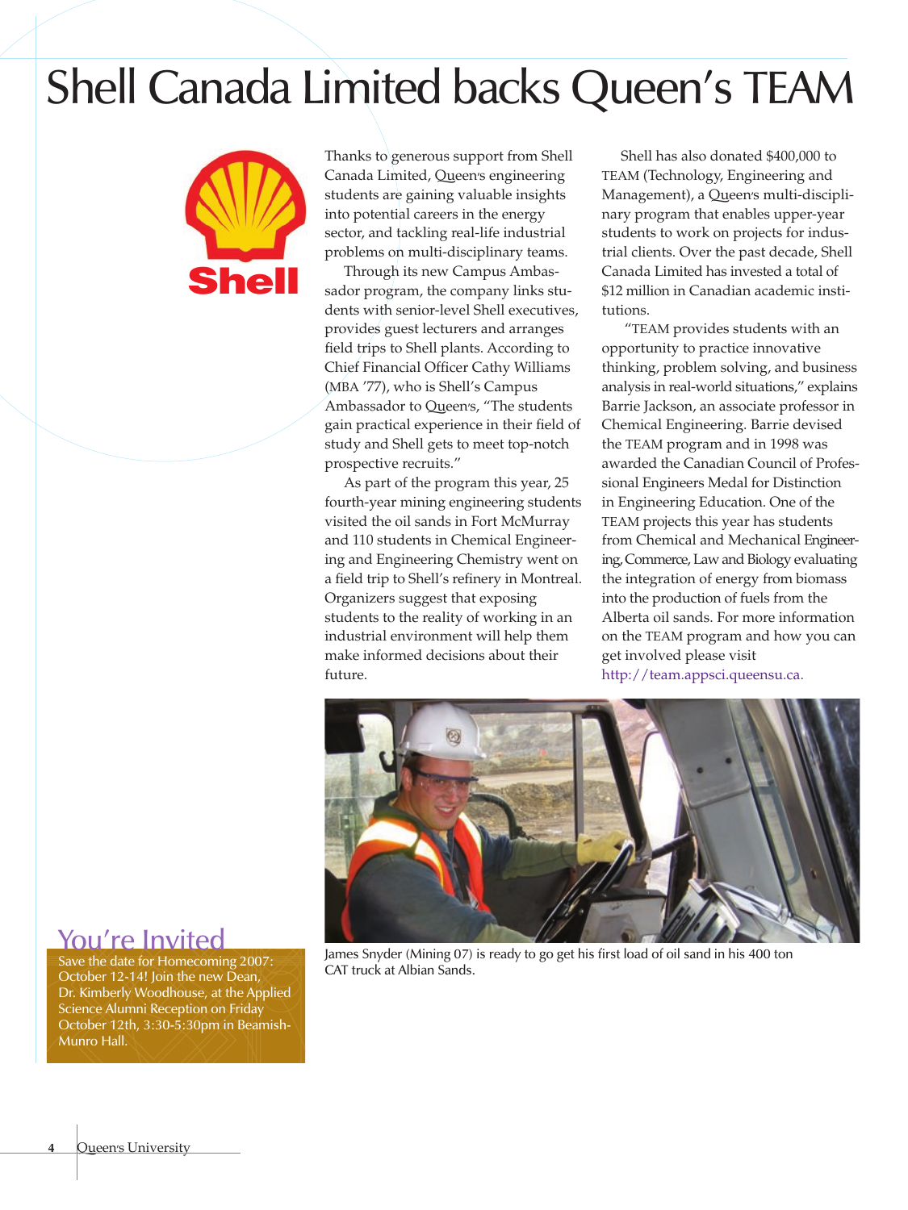# Shell Canada Limited backs Queen's TEAM

Thanks to generous support from Shell Canada Limited, Queen's engineering students are gaining valuable insights into potential careers in the energy sector, and tackling real-life industrial problems on multi-disciplinary teams.

Through its new Campus Ambassador program, the company links students with senior-level Shell executives, provides guest lecturers and arranges field trips to Shell plants. According to Chief Financial Officer Cathy Williams (MBA '77), who is Shell's Campus Ambassador to Queen's, "The students gain practical experience in their field of study and Shell gets to meet top-notch prospective recruits."

As part of the program this year, 25 fourth-year mining engineering students visited the oil sands in Fort McMurray and 110 students in Chemical Engineering and Engineering Chemistry went on a field trip to Shell's refinery in Montreal. Organizers suggest that exposing students to the reality of working in an industrial environment will help them make informed decisions about their future.

Shell has also donated $400,000 to TEAM (Technology, Engineering and Management), a Queen's multi-disciplinary program that enables upper-year students to work on projects for industrial clients. Over the past decade, Shell Canada Limited has invested a total of $12 million in Canadian academic institutions.

"TEAM provides students with an opportunity to practice innovative thinking, problem solving, and business analysis in real-world situations," explains Barrie Jackson, an associate professor in Chemical Engineering. Barrie devised the TEAM program and in 1998 was awarded the Canadian Council of Professional Engineers Medal for Distinction in Engineering Education. One of the TEAM projects this year has students from Chemical and Mechanical Engineering, Commerce, Law and Biology evaluating the integration of energy from biomass into the production of fuels from the Alberta oil sands. For more information on the TEAM program and how you can get involved please visit http://team.appsci.queensu.ca.

James Snyder (Mining 07) is ready to go get his first load of oil sand in his 400 ton CAT truck at Albian Sands.

## You're Invited

Save the date for Homecoming 2007: October 12-14! Join the new Dean, Dr. Kimberly Woodhouse, at the Applied Science Alumni Reception on Friday October 12th, 3:30-5:30pm in Beamish-Munro Hall.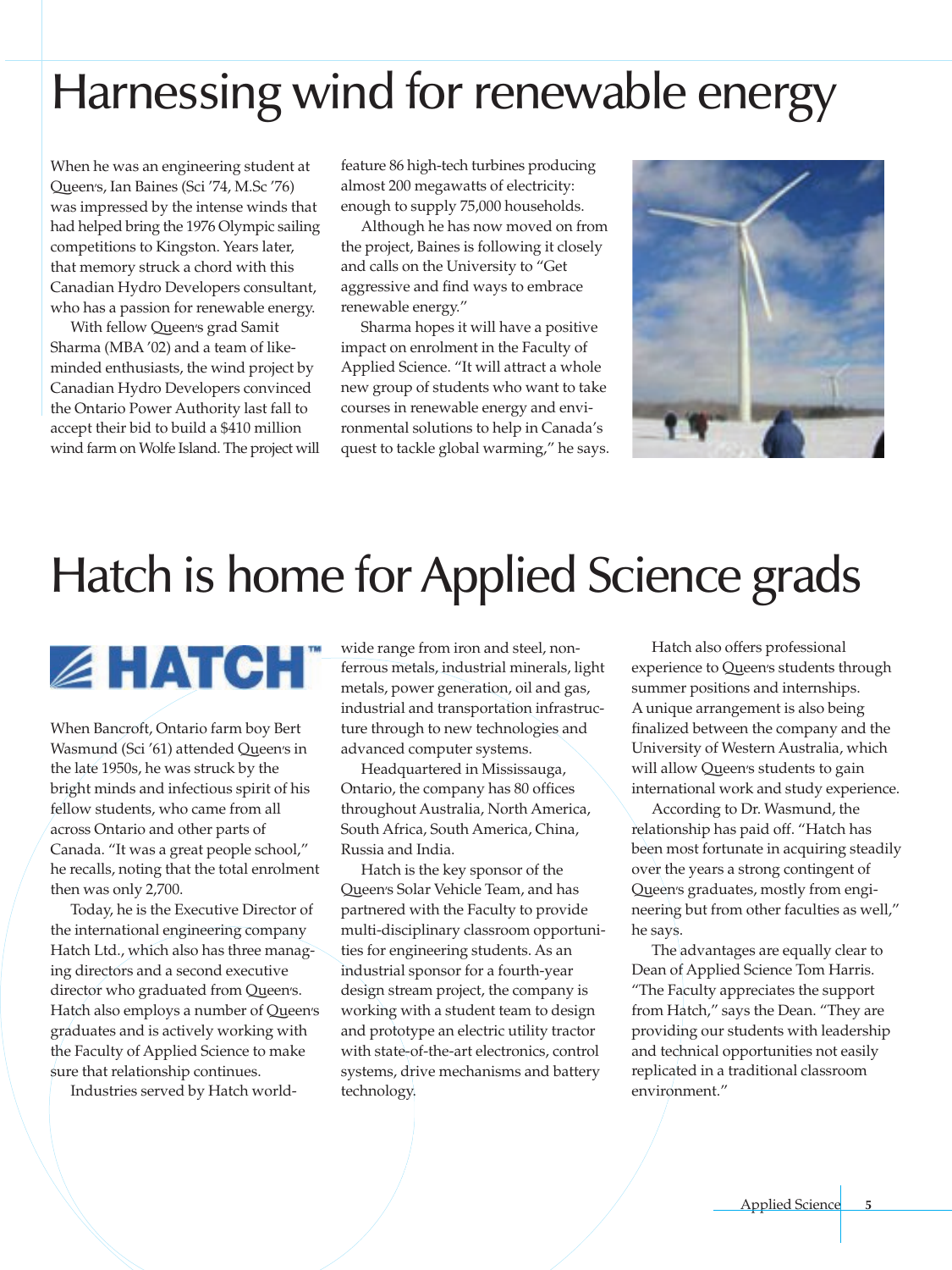# Harnessing wind for renewable energy

When he was an engineering student at Queen's, Ian Baines (Sci '74, M.Sc '76) was impressed by the intense winds that had helped bring the 1976 Olympic sailing competitions to Kingston. Years later, that memory struck a chord with this Canadian Hydro Developers consultant, who has a passion for renewable energy.

With fellow Queen's grad Samit Sharma (MBA '02) and a team of like-minded enthusiasts, the wind project by Canadian Hydro Developers convinced the Ontario Power Authority last fall to accept their bid to build a $410 million wind farm on Wolfe Island. The project will feature 86 high-tech turbines producing almost 200 megawatts of electricity: enough to supply 75,000 households.

Although he has now moved on from the project, Baines is following it closely and calls on the University to "Get aggressive and find ways to embrace renewable energy."

Sharma hopes it will have a positive impact on enrolment in the Faculty of Applied Science. "It will attract a whole new group of students who want to take courses in renewable energy and environmental solutions to help in Canada's quest to tackle global warming," he says.

# Hatch is home for Applied Science grads

**HATCH**™

When Bancroft, Ontario farm boy Bert Wasmund (Sci '61) attended Queen's in the late 1950s, he was struck by the bright minds and infectious spirit of his fellow students, who came from all across Ontario and other parts of Canada. "It was a great people school," he recalls, noting that the total enrolment then was only 2,700.

Today, he is the Executive Director of the international engineering company Hatch Ltd., which also has three managing directors and a second executive director who graduated from Queen's. Hatch also employs a number of Queen's graduates and is actively working with the Faculty of Applied Science to make sure that relationship continues.

Industries served by Hatch worldwide range from iron and steel, non-ferrous metals, industrial minerals, light metals, power generation, oil and gas, industrial and transportation infrastructure through to new technologies and advanced computer systems.

Headquartered in Mississauga, Ontario, the company has 80 offices throughout Australia, North America, South Africa, South America, China, Russia and India.

Hatch is the key sponsor of the Queen's Solar Vehicle Team, and has partnered with the Faculty to provide multi-disciplinary classroom opportunities for engineering students. As an industrial sponsor for a fourth-year design stream project, the company is working with a student team to design and prototype an electric utility tractor with state-of-the-art electronics, control systems, drive mechanisms and battery technology.

Hatch also offers professional experience to Queen's students through summer positions and internships. A unique arrangement is also being finalized between the company and the University of Western Australia, which will allow Queen's students to gain international work and study experience.

According to Dr. Wasmund, the relationship has paid off. "Hatch has been most fortunate in acquiring steadily over the years a strong contingent of Queen's graduates, mostly from engineering but from other faculties as well," he says.

The advantages are equally clear to Dean of Applied Science Tom Harris. "The Faculty appreciates the support from Hatch," says the Dean. "They are providing our students with leadership and technical opportunities not easily replicated in a traditional classroom environment."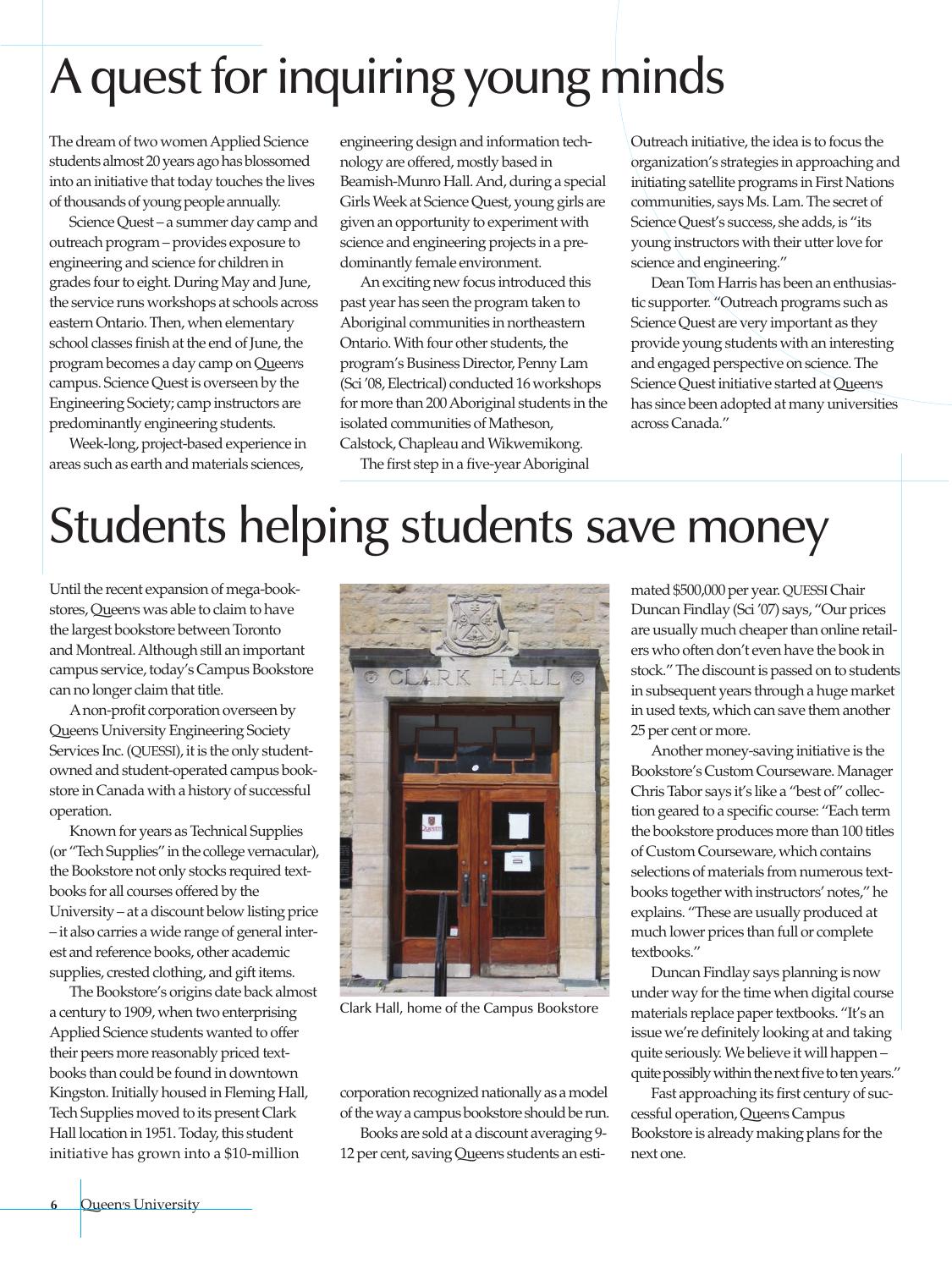# A quest for inquiring young minds

The dream of two women Applied Science students almost 20 years ago has blossomed into an initiative that today touches the lives of thousands of young people annually.

Science Quest – a summer day camp and outreach program – provides exposure to engineering and science for children in grades four to eight. During May and June, the service runs workshops at schools across eastern Ontario. Then, when elementary school classes finish at the end of June, the program becomes a day camp on Queen's campus. Science Quest is overseen by the Engineering Society; camp instructors are predominantly engineering students.

Week-long, project-based experience in areas such as earth and materials sciences, engineering design and information technology are offered, mostly based in Beamish-Munro Hall. And, during a special Girls Week at Science Quest, young girls are given an opportunity to experiment with science and engineering projects in a predominantly female environment.

An exciting new focus introduced this past year has seen the program taken to Aboriginal communities in northeastern Ontario. With four other students, the program's Business Director, Penny Lam (Sci '08, Electrical) conducted 16 workshops for more than 200 Aboriginal students in the isolated communities of Matheson, Calstock, Chapleau and Wikwemikong.

The first step in a five-year Aboriginal Outreach initiative, the idea is to focus the organization's strategies in approaching and initiating satellite programs in First Nations communities, says Ms. Lam. The secret of Science Quest's success, she adds, is "its young instructors with their utter love for science and engineering."

Dean Tom Harris has been an enthusiastic supporter. "Outreach programs such as Science Quest are very important as they provide young students with an interesting and engaged perspective on science. The Science Quest initiative started at Queen's has since been adopted at many universities across Canada."

# Students helping students save money

Until the recent expansion of mega-bookstores, Queen's was able to claim to have the largest bookstore between Toronto and Montreal. Although still an important campus service, today's Campus Bookstore can no longer claim that title.

A non-profit corporation overseen by Queen's University Engineering Society Services Inc. (QUESSI), it is the only student-owned and student-operated campus bookstore in Canada with a history of successful operation.

Known for years as Technical Supplies (or "Tech Supplies" in the college vernacular), the Bookstore not only stocks required textbooks for all courses offered by the University – at a discount below listing price – it also carries a wide range of general interest and reference books, other academic supplies, crested clothing, and gift items.

The Bookstore's origins date back almost a century to 1909, when two enterprising Applied Science students wanted to offer their peers more reasonably priced textbooks than could be found in downtown Kingston. Initially housed in Fleming Hall, Tech Supplies moved to its present Clark Hall location in 1951. Today, this student initiative has grown into a $10-million corporation recognized nationally as a model of the way a campus bookstore should be run.

Clark Hall, home of the Campus Bookstore

Books are sold at a discount averaging 9-12 per cent, saving Queen's students an estimated $500,000 per year. QUESSI Chair Duncan Findlay (Sci '07) says, "Our prices are usually much cheaper than online retailers who often don't even have the book in stock." The discount is passed on to students in subsequent years through a huge market in used texts, which can save them another 25 per cent or more.

Another money-saving initiative is the Bookstore's Custom Courseware. Manager Chris Tabor says it's like a "best of" collection geared to a specific course: "Each term the bookstore produces more than 100 titles of Custom Courseware, which contains selections of materials from numerous textbooks together with instructors' notes," he explains. "These are usually produced at much lower prices than full or complete textbooks."

Duncan Findlay says planning is now under way for the time when digital course materials replace paper textbooks. "It's an issue we're definitely looking at and taking quite seriously. We believe it will happen – quite possibly within the next five to ten years."

Fast approaching its first century of successful operation, Queen's Campus Bookstore is already making plans for the next one.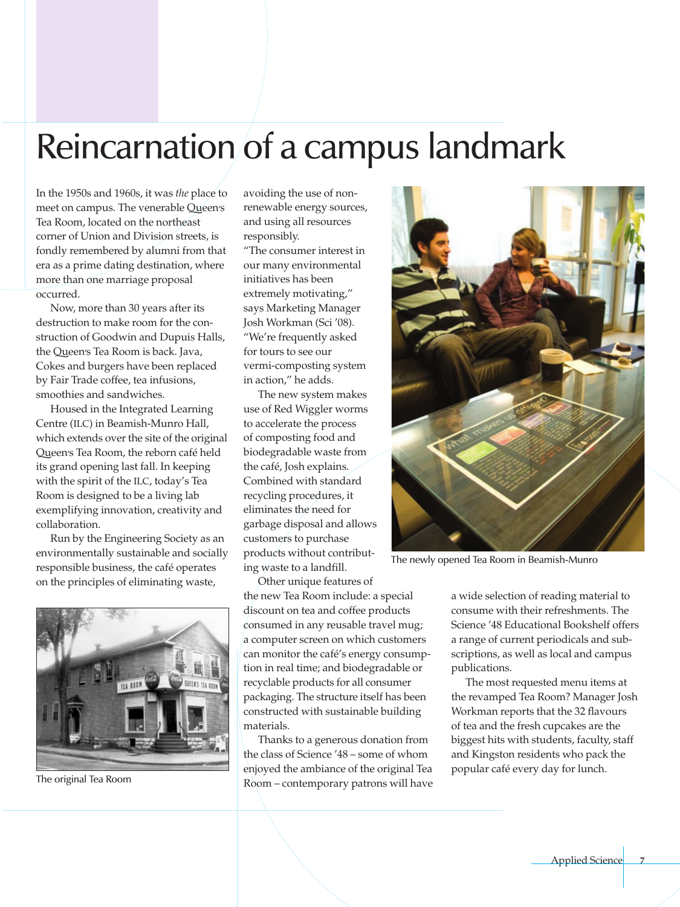# Reincarnation of a campus landmark

In the 1950s and 1960s, it was *the* place to meet on campus. The venerable Queen's Tea Room, located on the northeast corner of Union and Division streets, is fondly remembered by alumni from that era as a prime dating destination, where more than one marriage proposal occurred.

Now, more than 30 years after its destruction to make room for the construction of Goodwin and Dupuis Halls, the Queen's Tea Room is back. Java, Cokes and burgers have been replaced by Fair Trade coffee, tea infusions, smoothies and sandwiches.

Housed in the Integrated Learning Centre (ILC) in Beamish-Munro Hall, which extends over the site of the original Queen's Tea Room, the reborn café held its grand opening last fall. In keeping with the spirit of the ILC, today's Tea Room is designed to be a living lab exemplifying innovation, creativity and collaboration.

Run by the Engineering Society as an environmentally sustainable and socially responsible business, the café operates on the principles of eliminating waste, avoiding the use of non-renewable energy sources, and using all resources responsibly.

"The consumer interest in our many environmental initiatives has been extremely motivating," says Marketing Manager Josh Workman (Sci '08). "We're frequently asked for tours to see our vermi-composting system in action," he adds.

The new system makes use of Red Wiggler worms to accelerate the process of composting food and biodegradable waste from the café, Josh explains. Combined with standard recycling procedures, it eliminates the need for garbage disposal and allows customers to purchase products without contributing waste to a landfill.

Other unique features of the new Tea Room include: a special discount on tea and coffee products consumed in any reusable travel mug; a computer screen on which customers can monitor the café's energy consumption in real time; and biodegradable or recyclable products for all consumer packaging. The structure itself has been constructed with sustainable building materials.

Thanks to a generous donation from the class of Science '48 – some of whom enjoyed the ambiance of the original Tea Room – contemporary patrons will have a wide selection of reading material to consume with their refreshments. The Science '48 Educational Bookshelf offers a range of current periodicals and subscriptions, as well as local and campus publications.

The most requested menu items at the revamped Tea Room? Manager Josh Workman reports that the 32 flavours of tea and the fresh cupcakes are the biggest hits with students, faculty, staff and Kingston residents who pack the popular café every day for lunch.

The original Tea Room

The newly opened Tea Room in Beamish-Munro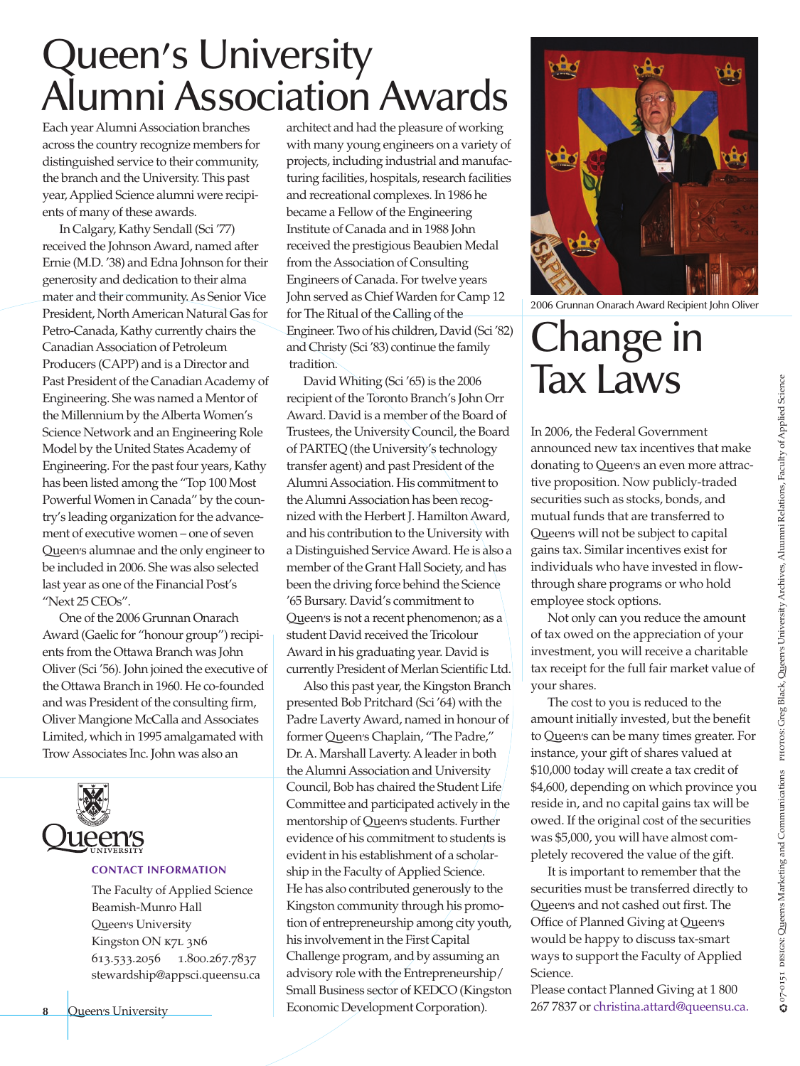# Queen's University Alumni Association Awards

Each year Alumni Association branches across the country recognize members for distinguished service to their community, the branch and the University. This past year, Applied Science alumni were recipients of many of these awards.

In Calgary, Kathy Sendall (Sci '77) received the Johnson Award, named after Ernie (M.D. '38) and Edna Johnson for their generosity and dedication to their alma mater and their community. As Senior Vice President, North American Natural Gas for Petro-Canada, Kathy currently chairs the Canadian Association of Petroleum Producers (CAPP) and is a Director and Past President of the Canadian Academy of Engineering. She was named a Mentor of the Millennium by the Alberta Women's Science Network and an Engineering Role Model by the United States Academy of Engineering. For the past four years, Kathy has been listed among the "Top 100 Most Powerful Women in Canada" by the country's leading organization for the advancement of executive women – one of seven Queen's alumnae and the only engineer to be included in 2006. She was also selected last year as one of the Financial Post's "Next 25 CEOs".

One of the 2006 Grunnan Onarach Award (Gaelic for "honour group") recipients from the Ottawa Branch was John Oliver (Sci '56). John joined the executive of the Ottawa Branch in 1960. He co-founded and was President of the consulting firm, Oliver Mangione McCalla and Associates Limited, which in 1995 amalgamated with Trow Associates Inc. John was also an architect and had the pleasure of working with many young engineers on a variety of projects, including industrial and manufacturing facilities, hospitals, research facilities and recreational complexes. In 1986 he became a Fellow of the Engineering Institute of Canada and in 1988 John received the prestigious Beaubien Medal from the Association of Consulting Engineers of Canada. For twelve years John served as Chief Warden for Camp 12 for The Ritual of the Calling of the Engineer. Two of his children, David (Sci '82) and Christy (Sci '83) continue the family tradition.

David Whiting (Sci '65) is the 2006 recipient of the Toronto Branch's John Orr Award. David is a member of the Board of Trustees, the University Council, the Board of PARTEQ (the University's technology transfer agent) and past President of the Alumni Association. His commitment to the Alumni Association has been recognized with the Herbert J. Hamilton Award, and his contribution to the University with a Distinguished Service Award. He is also a member of the Grant Hall Society, and has been the driving force behind the Science '65 Bursary. David's commitment to Queen's is not a recent phenomenon; as a student David received the Tricolour Award in his graduating year. David is currently President of Merlan Scientific Ltd.

Also this past year, the Kingston Branch presented Bob Pritchard (Sci '64) with the Padre Laverty Award, named in honour of former Queen's Chaplain, "The Padre," Dr. A. Marshall Laverty. A leader in both the Alumni Association and University Council, Bob has chaired the Student Life Committee and participated actively in the mentorship of Queen's students. Further evidence of his commitment to students is evident in his establishment of a scholarship in the Faculty of Applied Science. He has also contributed generously to the Kingston community through his promotion of entrepreneurship among city youth, his involvement in the First Capital Challenge program, and by assuming an advisory role with the Entrepreneurship/Small Business sector of KEDCO (Kingston Economic Development Corporation).

2006 Grunnan Onarach Award Recipient John Oliver

# Change in Tax Laws

In 2006, the Federal Government announced new tax incentives that make donating to Queen's an even more attractive proposition. Now publicly-traded securities such as stocks, bonds, and mutual funds that are transferred to Queen's will not be subject to capital gains tax. Similar incentives exist for individuals who have invested in flow-through share programs or who hold employee stock options.

Not only can you reduce the amount of tax owed on the appreciation of your investment, you will receive a charitable tax receipt for the full fair market value of your shares.

The cost to you is reduced to the amount initially invested, but the benefit to Queen's can be many times greater. For instance, your gift of shares valued at $10,000 today will create a tax credit of $4,600, depending on which province you reside in, and no capital gains tax will be owed. If the original cost of the securities was $5,000, you will have almost completely recovered the value of the gift.

It is important to remember that the securities must be transferred directly to Queen's and not cashed out first. The Office of Planned Giving at Queen's would be happy to discuss tax-smart ways to support the Faculty of Applied Science.

Please contact Planned Giving at 1 800 267 7837 or christina.attard@queensu.ca.

Queen's University

**CONTACT INFORMATION**

The Faculty of Applied Science
Beamish-Munro Hall
Queen's University
Kingston ON K7L 3N6
613.533.2056 1.800.267.7837
stewardship@appsci.queensu.ca

07-0151 DESIGN: Queen's Marketing and Communications PHOTOS: Greg Black, Queen's University Archives, Alumni Relations, Faculty of Applied Science